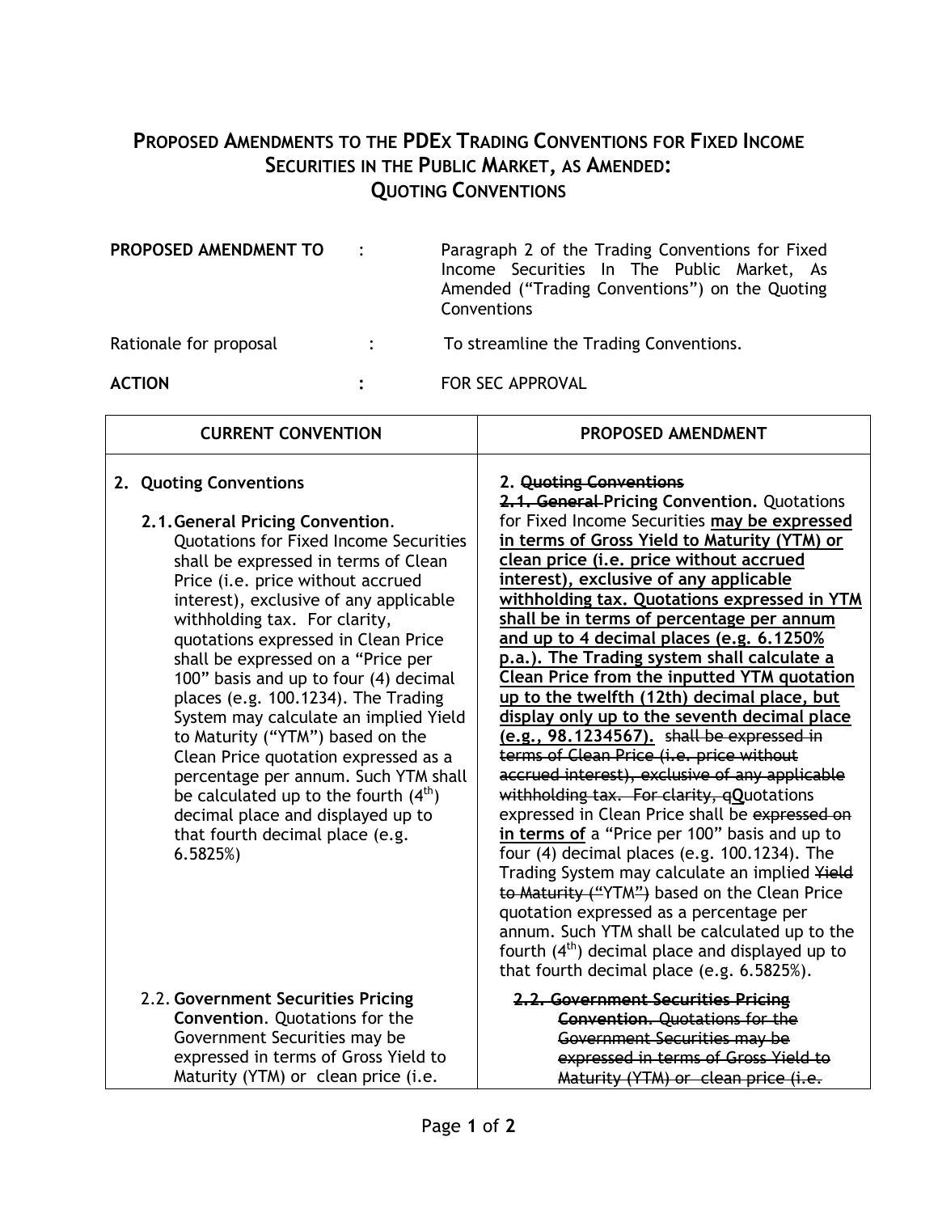# PROPOSED AMENDMENTS TO THE PDEX TRADING CONVENTIONS FOR FIXED INCOME SECURITIES IN THE PUBLIC MARKET, AS AMENDED: QUOTING CONVENTIONS

**PROPOSED AMENDMENT TO** : Paragraph 2 of the Trading Conventions for Fixed Income Securities In The Public Market, As Amended ("Trading Conventions") on the Quoting Conventions

Rationale for proposal : To streamline the Trading Conventions.

**ACTION** : FOR SEC APPROVAL

| CURRENT CONVENTION | PROPOSED AMENDMENT |
|---|---|
| **2. Quoting Conventions**<br><br>**2.1. General Pricing Convention**. Quotations for Fixed Income Securities shall be expressed in terms of Clean Price (i.e. price without accrued interest), exclusive of any applicable withholding tax. For clarity, quotations expressed in Clean Price shall be expressed on a "Price per 100" basis and up to four (4) decimal places (e.g. 100.1234). The Trading System may calculate an implied Yield to Maturity ("YTM") based on the Clean Price quotation expressed as a percentage per annum. Such YTM shall be calculated up to the fourth (4th) decimal place and displayed up to that fourth decimal place (e.g. 6.5825%) | 2. ~~Quoting Conventions~~<br>~~2.1. General~~ **Pricing Convention.** Quotations for Fixed Income Securities **may be expressed in terms of Gross Yield to Maturity (YTM) or clean price (i.e. price without accrued interest), exclusive of any applicable withholding tax. Quotations expressed in YTM shall be in terms of percentage per annum and up to 4 decimal places (e.g. 6.1250% p.a.). The Trading system shall calculate a Clean Price from the inputted YTM quotation up to the twelfth (12th) decimal place, but display only up to the seventh decimal place (e.g., 98.1234567).** ~~shall be expressed in terms of Clean Price (i.e. price without accrued interest), exclusive of any applicable withholding tax. For clarity, q~~**Q**uotations expressed in Clean Price shall be ~~expressed on~~ **in terms of** a "Price per 100" basis and up to four (4) decimal places (e.g. 100.1234). The Trading System may calculate an implied ~~Yield to Maturity ("~~YTM~~")~~ based on the Clean Price quotation expressed as a percentage per annum. Such YTM shall be calculated up to the fourth (4th) decimal place and displayed up to that fourth decimal place (e.g. 6.5825%). |
| 2.2. **Government Securities Pricing Convention**. Quotations for the Government Securities may be expressed in terms of Gross Yield to Maturity (YTM) or clean price (i.e. | ~~**2.2. Government Securities Pricing Convention.** Quotations for the Government Securities may be expressed in terms of Gross Yield to Maturity (YTM) or clean price (i.e.~~ |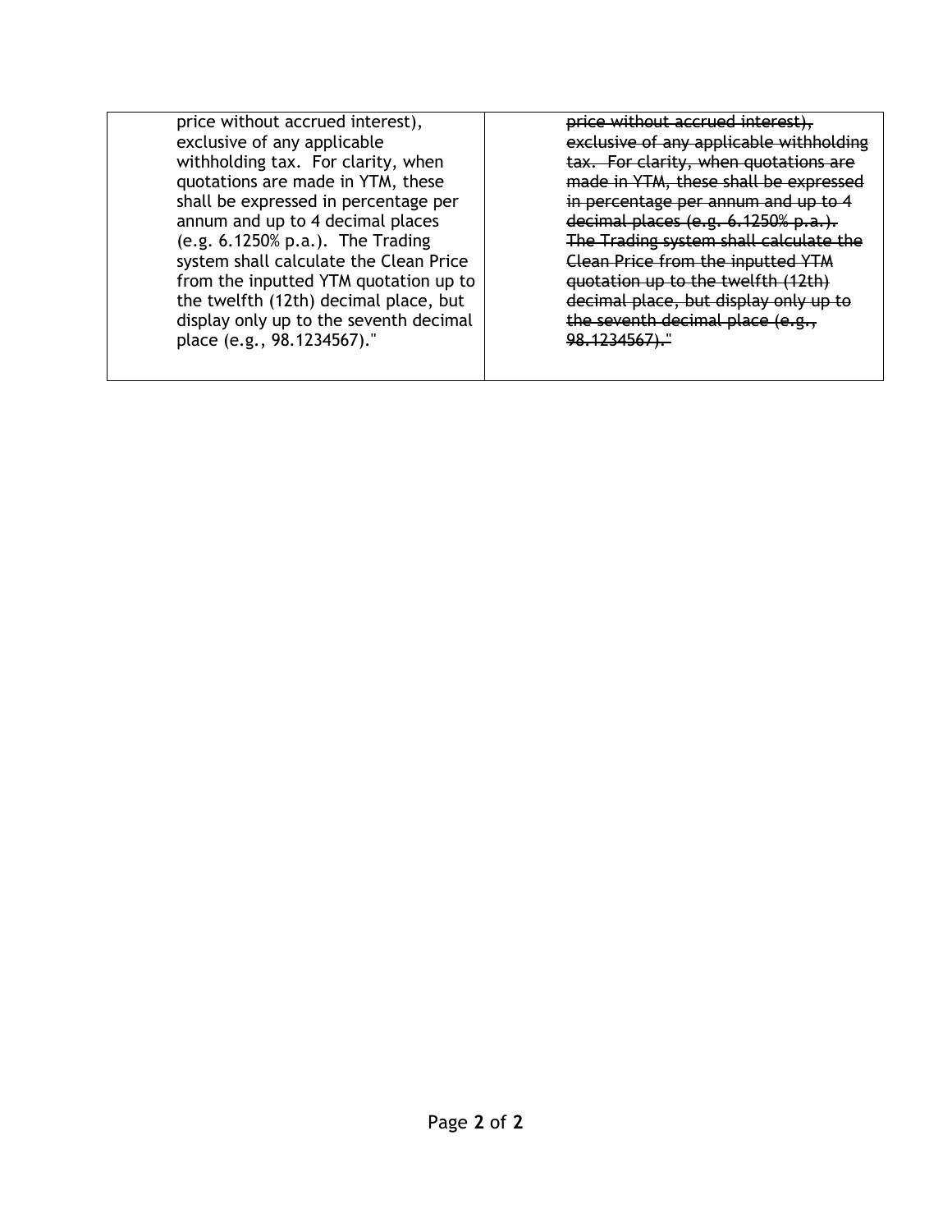| | |
|---|---|
| price without accrued interest), exclusive of any applicable withholding tax. For clarity, when quotations are made in YTM, these shall be expressed in percentage per annum and up to 4 decimal places (e.g. 6.1250% p.a.). The Trading system shall calculate the Clean Price from the inputted YTM quotation up to the twelfth (12th) decimal place, but display only up to the seventh decimal place (e.g., 98.1234567)." | ~~price without accrued interest), exclusive of any applicable withholding tax. For clarity, when quotations are made in YTM, these shall be expressed in percentage per annum and up to 4 decimal places (e.g. 6.1250% p.a.). The Trading system shall calculate the Clean Price from the inputted YTM quotation up to the twelfth (12th) decimal place, but display only up to the seventh decimal place (e.g., 98.1234567)."~~ |